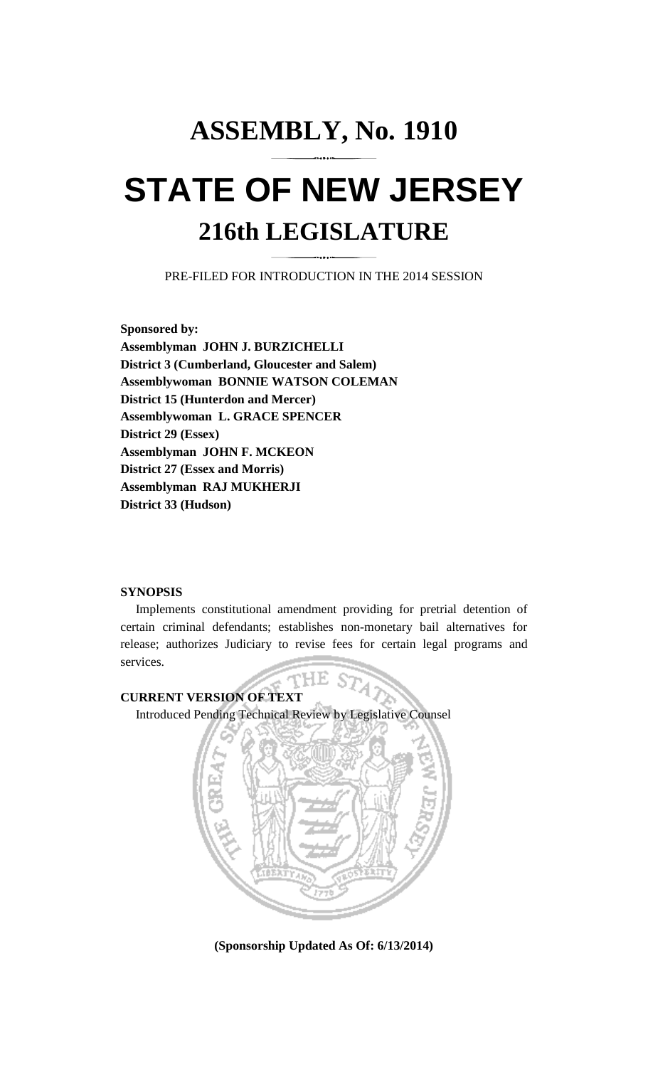# ASSEMBLY, No. 1910

# STATE OF NEW JERSEY

## 216th LEGISLATURE

PRE-FILED FOR INTRODUCTION IN THE 2014 SESSION

**Sponsored by:**
**Assemblyman JOHN J. BURZICHELLI**
**District 3 (Cumberland, Gloucester and Salem)**
**Assemblywoman BONNIE WATSON COLEMAN**
**District 15 (Hunterdon and Mercer)**
**Assemblywoman L. GRACE SPENCER**
**District 29 (Essex)**
**Assemblyman JOHN F. MCKEON**
**District 27 (Essex and Morris)**
**Assemblyman RAJ MUKHERJI**
**District 33 (Hudson)**

**SYNOPSIS**

Implements constitutional amendment providing for pretrial detention of certain criminal defendants; establishes non-monetary bail alternatives for release; authorizes Judiciary to revise fees for certain legal programs and services.

**CURRENT VERSION OF TEXT**

Introduced Pending Technical Review by Legislative Counsel

**(Sponsorship Updated As Of: 6/13/2014)**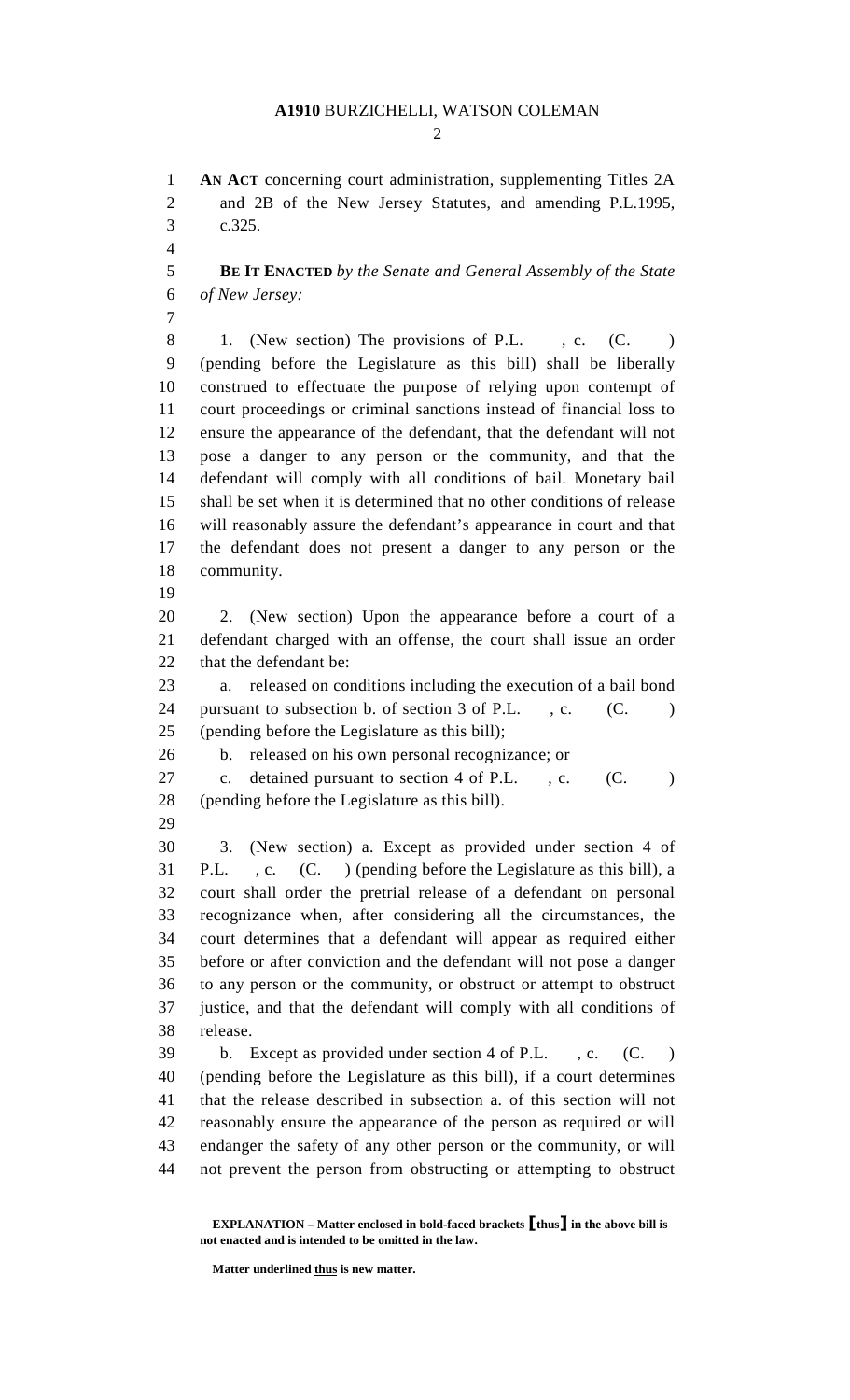**AN ACT** concerning court administration, supplementing Titles 2A and 2B of the New Jersey Statutes, and amending P.L.1995, c.325.

**BE IT ENACTED** *by the Senate and General Assembly of the State of New Jersey:*

1. (New section) The provisions of P.L. , c. (C. ) (pending before the Legislature as this bill) shall be liberally construed to effectuate the purpose of relying upon contempt of court proceedings or criminal sanctions instead of financial loss to ensure the appearance of the defendant, that the defendant will not pose a danger to any person or the community, and that the defendant will comply with all conditions of bail. Monetary bail shall be set when it is determined that no other conditions of release will reasonably assure the defendant's appearance in court and that the defendant does not present a danger to any person or the community.

2. (New section) Upon the appearance before a court of a defendant charged with an offense, the court shall issue an order that the defendant be:

a. released on conditions including the execution of a bail bond pursuant to subsection b. of section 3 of P.L. , c. (C. ) (pending before the Legislature as this bill);

b. released on his own personal recognizance; or

c. detained pursuant to section 4 of P.L. , c. (C. ) (pending before the Legislature as this bill).

3. (New section) a. Except as provided under section 4 of P.L. , c. (C. ) (pending before the Legislature as this bill), a court shall order the pretrial release of a defendant on personal recognizance when, after considering all the circumstances, the court determines that a defendant will appear as required either before or after conviction and the defendant will not pose a danger to any person or the community, or obstruct or attempt to obstruct justice, and that the defendant will comply with all conditions of release.

b. Except as provided under section 4 of P.L. , c. (C. ) (pending before the Legislature as this bill), if a court determines that the release described in subsection a. of this section will not reasonably ensure the appearance of the person as required or will endanger the safety of any other person or the community, or will not prevent the person from obstructing or attempting to obstruct

**EXPLANATION – Matter enclosed in bold-faced brackets [thus] in the above bill is not enacted and is intended to be omitted in the law.**

**Matter underlined thus is new matter.**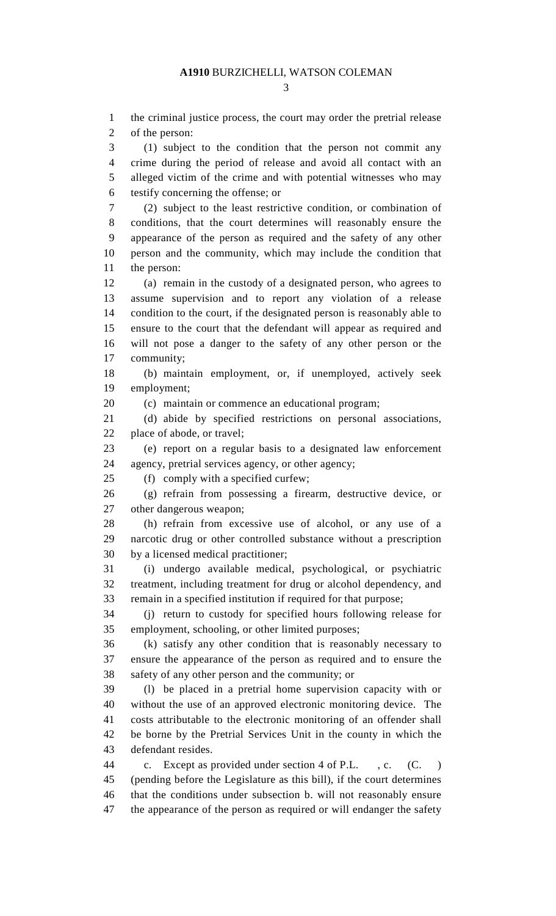the criminal justice process, the court may order the pretrial release of the person:

(1) subject to the condition that the person not commit any crime during the period of release and avoid all contact with an alleged victim of the crime and with potential witnesses who may testify concerning the offense; or

(2) subject to the least restrictive condition, or combination of conditions, that the court determines will reasonably ensure the appearance of the person as required and the safety of any other person and the community, which may include the condition that the person:

(a) remain in the custody of a designated person, who agrees to assume supervision and to report any violation of a release condition to the court, if the designated person is reasonably able to ensure to the court that the defendant will appear as required and will not pose a danger to the safety of any other person or the community;

(b) maintain employment, or, if unemployed, actively seek employment;

(c) maintain or commence an educational program;

(d) abide by specified restrictions on personal associations, place of abode, or travel;

(e) report on a regular basis to a designated law enforcement agency, pretrial services agency, or other agency;

(f) comply with a specified curfew;

(g) refrain from possessing a firearm, destructive device, or other dangerous weapon;

(h) refrain from excessive use of alcohol, or any use of a narcotic drug or other controlled substance without a prescription by a licensed medical practitioner;

(i) undergo available medical, psychological, or psychiatric treatment, including treatment for drug or alcohol dependency, and remain in a specified institution if required for that purpose;

(j) return to custody for specified hours following release for employment, schooling, or other limited purposes;

(k) satisfy any other condition that is reasonably necessary to ensure the appearance of the person as required and to ensure the safety of any other person and the community; or

(l) be placed in a pretrial home supervision capacity with or without the use of an approved electronic monitoring device. The costs attributable to the electronic monitoring of an offender shall be borne by the Pretrial Services Unit in the county in which the defendant resides.

c. Except as provided under section 4 of P.L. , c. (C. ) (pending before the Legislature as this bill), if the court determines that the conditions under subsection b. will not reasonably ensure the appearance of the person as required or will endanger the safety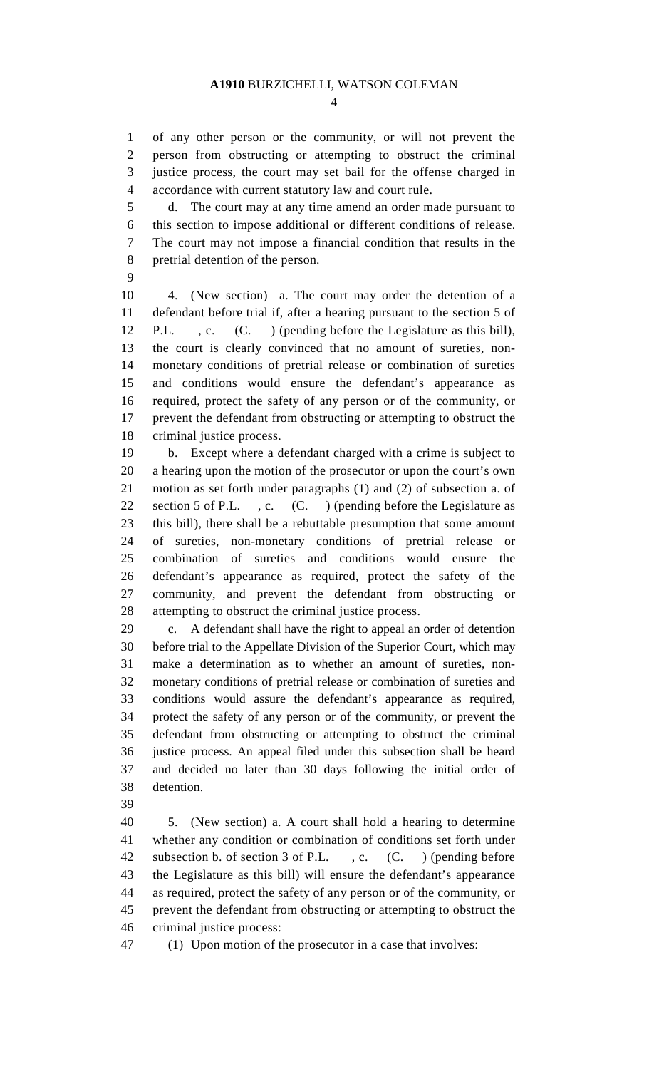of any other person or the community, or will not prevent the person from obstructing or attempting to obstruct the criminal justice process, the court may set bail for the offense charged in accordance with current statutory law and court rule.

d. The court may at any time amend an order made pursuant to this section to impose additional or different conditions of release. The court may not impose a financial condition that results in the pretrial detention of the person.

4. (New section) a. The court may order the detention of a defendant before trial if, after a hearing pursuant to the section 5 of P.L. , c. (C. ) (pending before the Legislature as this bill), the court is clearly convinced that no amount of sureties, non-monetary conditions of pretrial release or combination of sureties and conditions would ensure the defendant's appearance as required, protect the safety of any person or of the community, or prevent the defendant from obstructing or attempting to obstruct the criminal justice process.

b. Except where a defendant charged with a crime is subject to a hearing upon the motion of the prosecutor or upon the court's own motion as set forth under paragraphs (1) and (2) of subsection a. of section 5 of P.L. , c. (C. ) (pending before the Legislature as this bill), there shall be a rebuttable presumption that some amount of sureties, non-monetary conditions of pretrial release or combination of sureties and conditions would ensure the defendant's appearance as required, protect the safety of the community, and prevent the defendant from obstructing or attempting to obstruct the criminal justice process.

c. A defendant shall have the right to appeal an order of detention before trial to the Appellate Division of the Superior Court, which may make a determination as to whether an amount of sureties, non-monetary conditions of pretrial release or combination of sureties and conditions would assure the defendant's appearance as required, protect the safety of any person or of the community, or prevent the defendant from obstructing or attempting to obstruct the criminal justice process. An appeal filed under this subsection shall be heard and decided no later than 30 days following the initial order of detention.

5. (New section) a. A court shall hold a hearing to determine whether any condition or combination of conditions set forth under subsection b. of section 3 of P.L. , c. (C. ) (pending before the Legislature as this bill) will ensure the defendant's appearance as required, protect the safety of any person or of the community, or prevent the defendant from obstructing or attempting to obstruct the criminal justice process:

(1) Upon motion of the prosecutor in a case that involves: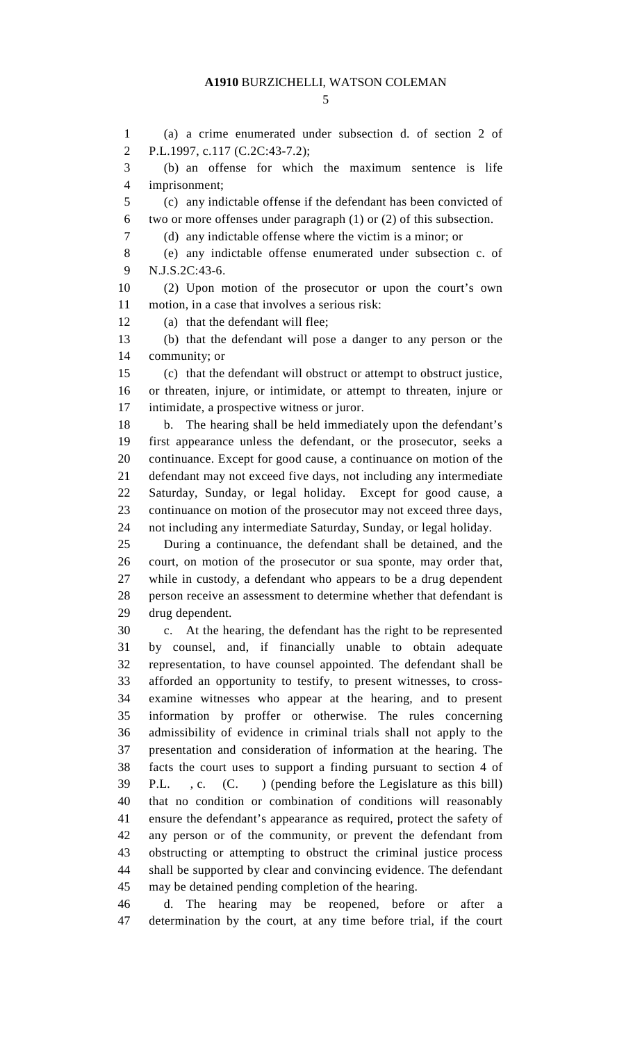(a) a crime enumerated under subsection d. of section 2 of P.L.1997, c.117 (C.2C:43-7.2);

(b) an offense for which the maximum sentence is life imprisonment;

(c) any indictable offense if the defendant has been convicted of two or more offenses under paragraph (1) or (2) of this subsection.

(d) any indictable offense where the victim is a minor; or

(e) any indictable offense enumerated under subsection c. of N.J.S.2C:43-6.

(2) Upon motion of the prosecutor or upon the court's own motion, in a case that involves a serious risk:

(a) that the defendant will flee;

(b) that the defendant will pose a danger to any person or the community; or

(c) that the defendant will obstruct or attempt to obstruct justice, or threaten, injure, or intimidate, or attempt to threaten, injure or intimidate, a prospective witness or juror.

b. The hearing shall be held immediately upon the defendant's first appearance unless the defendant, or the prosecutor, seeks a continuance. Except for good cause, a continuance on motion of the defendant may not exceed five days, not including any intermediate Saturday, Sunday, or legal holiday. Except for good cause, a continuance on motion of the prosecutor may not exceed three days, not including any intermediate Saturday, Sunday, or legal holiday.

During a continuance, the defendant shall be detained, and the court, on motion of the prosecutor or sua sponte, may order that, while in custody, a defendant who appears to be a drug dependent person receive an assessment to determine whether that defendant is drug dependent.

c. At the hearing, the defendant has the right to be represented by counsel, and, if financially unable to obtain adequate representation, to have counsel appointed. The defendant shall be afforded an opportunity to testify, to present witnesses, to cross-examine witnesses who appear at the hearing, and to present information by proffer or otherwise. The rules concerning admissibility of evidence in criminal trials shall not apply to the presentation and consideration of information at the hearing. The facts the court uses to support a finding pursuant to section 4 of P.L. , c. (C. ) (pending before the Legislature as this bill) that no condition or combination of conditions will reasonably ensure the defendant's appearance as required, protect the safety of any person or of the community, or prevent the defendant from obstructing or attempting to obstruct the criminal justice process shall be supported by clear and convincing evidence. The defendant may be detained pending completion of the hearing.

d. The hearing may be reopened, before or after a determination by the court, at any time before trial, if the court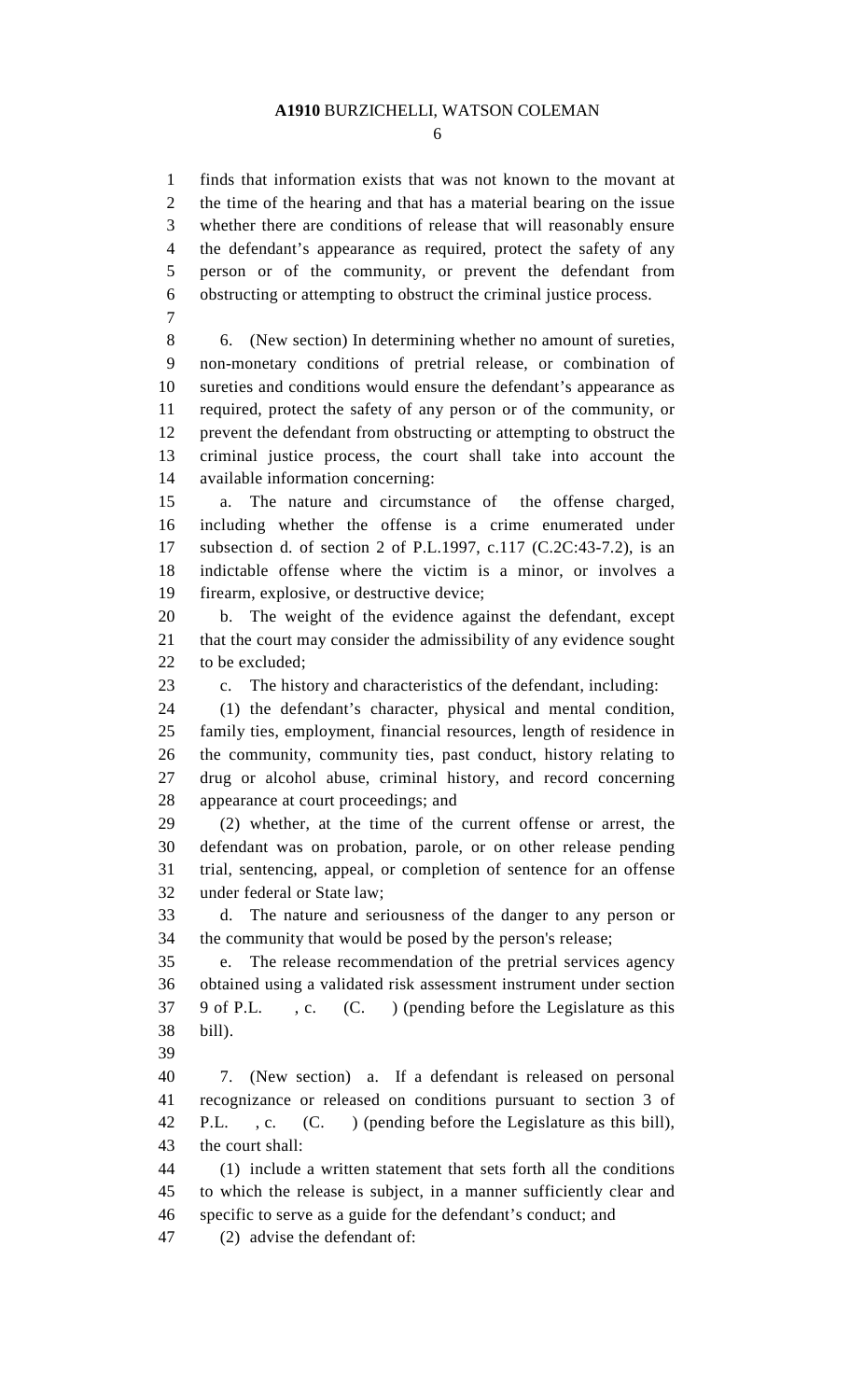finds that information exists that was not known to the movant at the time of the hearing and that has a material bearing on the issue whether there are conditions of release that will reasonably ensure the defendant's appearance as required, protect the safety of any person or of the community, or prevent the defendant from obstructing or attempting to obstruct the criminal justice process.

6. (New section) In determining whether no amount of sureties, non-monetary conditions of pretrial release, or combination of sureties and conditions would ensure the defendant's appearance as required, protect the safety of any person or of the community, or prevent the defendant from obstructing or attempting to obstruct the criminal justice process, the court shall take into account the available information concerning:

a. The nature and circumstance of the offense charged, including whether the offense is a crime enumerated under subsection d. of section 2 of P.L.1997, c.117 (C.2C:43-7.2), is an indictable offense where the victim is a minor, or involves a firearm, explosive, or destructive device;

b. The weight of the evidence against the defendant, except that the court may consider the admissibility of any evidence sought to be excluded;

c. The history and characteristics of the defendant, including:

(1) the defendant's character, physical and mental condition, family ties, employment, financial resources, length of residence in the community, community ties, past conduct, history relating to drug or alcohol abuse, criminal history, and record concerning appearance at court proceedings; and

(2) whether, at the time of the current offense or arrest, the defendant was on probation, parole, or on other release pending trial, sentencing, appeal, or completion of sentence for an offense under federal or State law;

d. The nature and seriousness of the danger to any person or the community that would be posed by the person's release;

e. The release recommendation of the pretrial services agency obtained using a validated risk assessment instrument under section 9 of P.L. , c. (C. ) (pending before the Legislature as this bill).

7. (New section) a. If a defendant is released on personal recognizance or released on conditions pursuant to section 3 of P.L. , c. (C. ) (pending before the Legislature as this bill), the court shall:

(1) include a written statement that sets forth all the conditions to which the release is subject, in a manner sufficiently clear and specific to serve as a guide for the defendant's conduct; and

(2) advise the defendant of: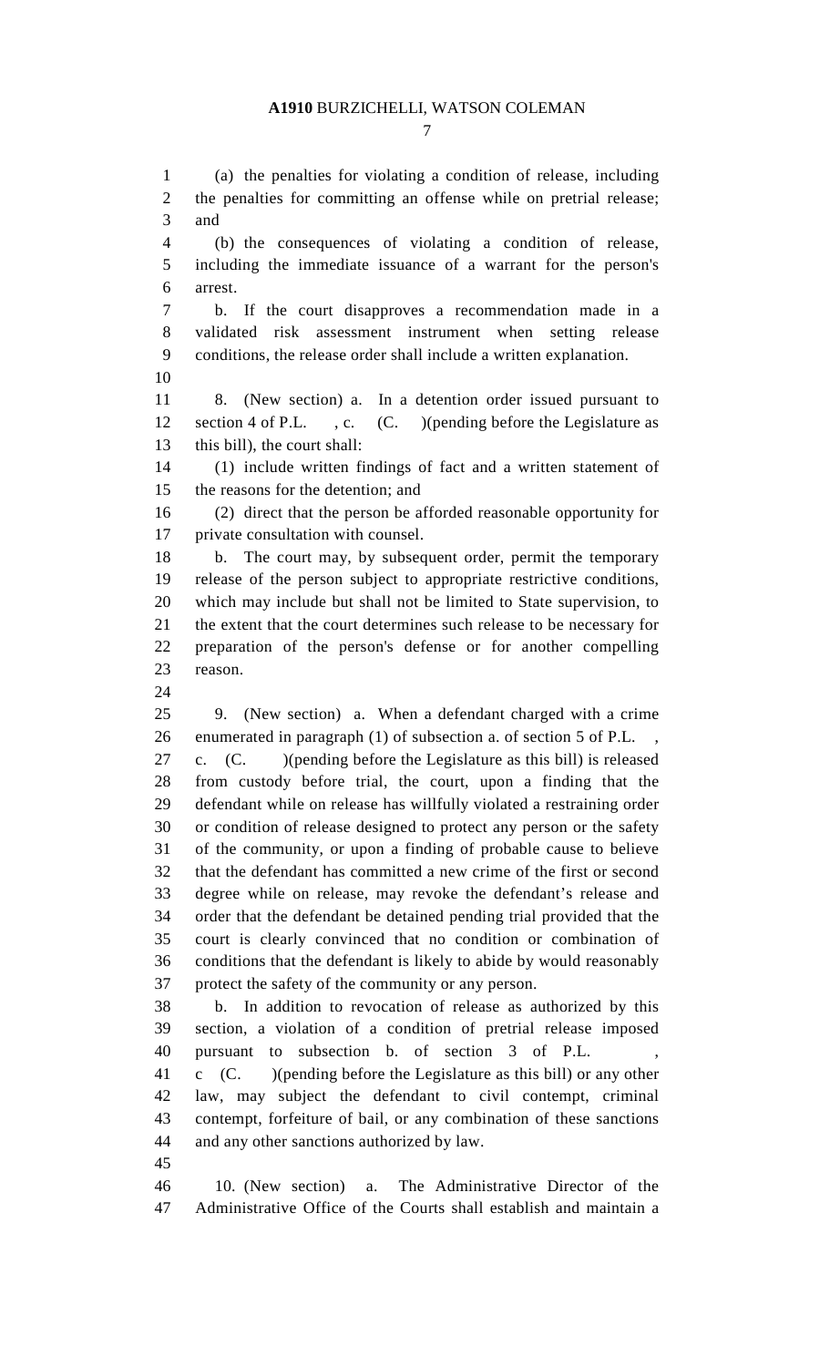(a) the penalties for violating a condition of release, including the penalties for committing an offense while on pretrial release; and

(b) the consequences of violating a condition of release, including the immediate issuance of a warrant for the person's arrest.

b. If the court disapproves a recommendation made in a validated risk assessment instrument when setting release conditions, the release order shall include a written explanation.

8. (New section) a. In a detention order issued pursuant to section 4 of P.L. , c. (C. )(pending before the Legislature as this bill), the court shall:

(1) include written findings of fact and a written statement of the reasons for the detention; and

(2) direct that the person be afforded reasonable opportunity for private consultation with counsel.

b. The court may, by subsequent order, permit the temporary release of the person subject to appropriate restrictive conditions, which may include but shall not be limited to State supervision, to the extent that the court determines such release to be necessary for preparation of the person's defense or for another compelling reason.

9. (New section) a. When a defendant charged with a crime enumerated in paragraph (1) of subsection a. of section 5 of P.L. , c. (C. )(pending before the Legislature as this bill) is released from custody before trial, the court, upon a finding that the defendant while on release has willfully violated a restraining order or condition of release designed to protect any person or the safety of the community, or upon a finding of probable cause to believe that the defendant has committed a new crime of the first or second degree while on release, may revoke the defendant's release and order that the defendant be detained pending trial provided that the court is clearly convinced that no condition or combination of conditions that the defendant is likely to abide by would reasonably protect the safety of the community or any person.

b. In addition to revocation of release as authorized by this section, a violation of a condition of pretrial release imposed pursuant to subsection b. of section 3 of P.L. , c (C. )(pending before the Legislature as this bill) or any other law, may subject the defendant to civil contempt, criminal contempt, forfeiture of bail, or any combination of these sanctions and any other sanctions authorized by law.

10. (New section) a. The Administrative Director of the Administrative Office of the Courts shall establish and maintain a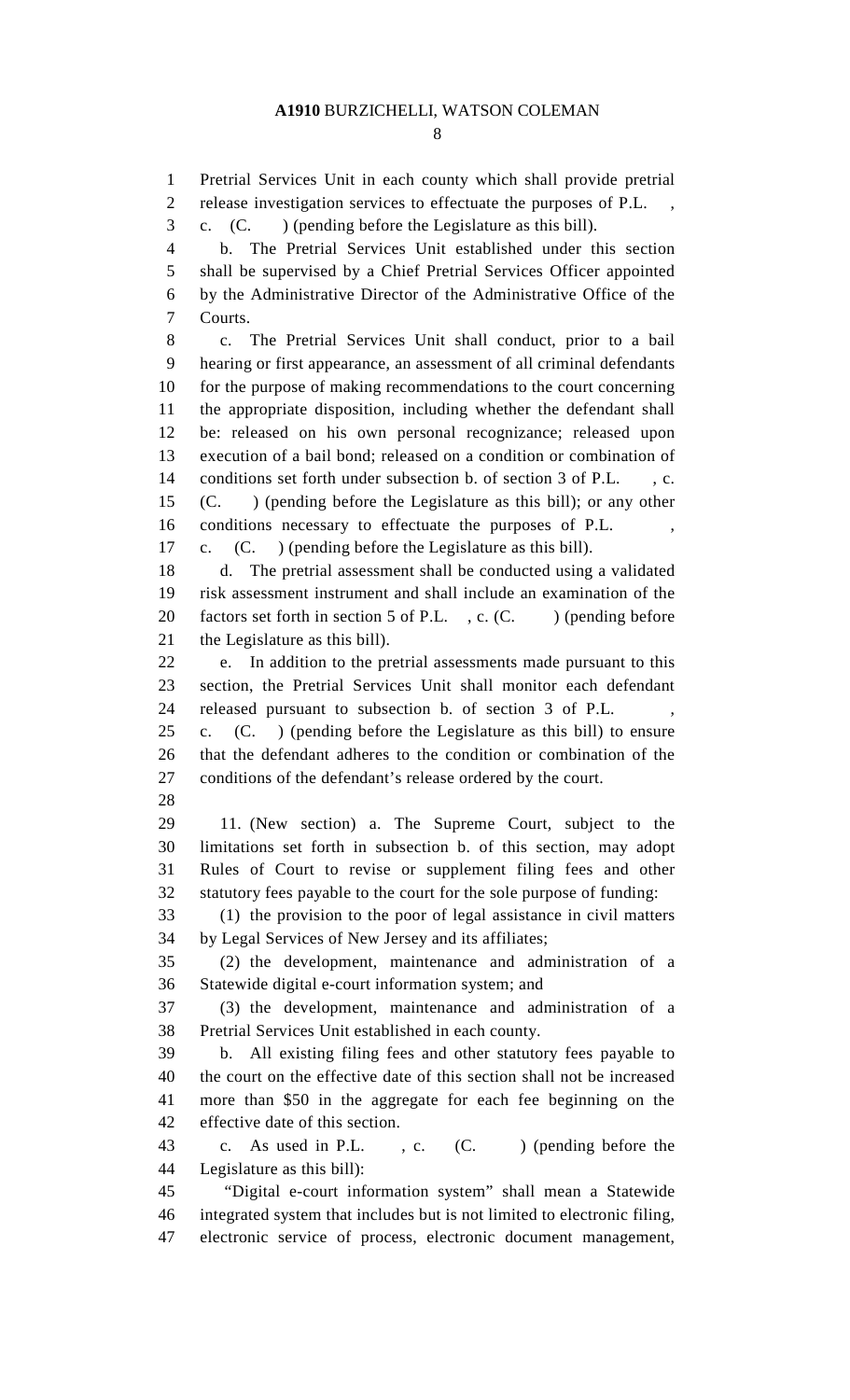Pretrial Services Unit in each county which shall provide pretrial release investigation services to effectuate the purposes of P.L. , c. (C. ) (pending before the Legislature as this bill).

b. The Pretrial Services Unit established under this section shall be supervised by a Chief Pretrial Services Officer appointed by the Administrative Director of the Administrative Office of the Courts.

c. The Pretrial Services Unit shall conduct, prior to a bail hearing or first appearance, an assessment of all criminal defendants for the purpose of making recommendations to the court concerning the appropriate disposition, including whether the defendant shall be: released on his own personal recognizance; released upon execution of a bail bond; released on a condition or combination of conditions set forth under subsection b. of section 3 of P.L. , c. (C. ) (pending before the Legislature as this bill); or any other conditions necessary to effectuate the purposes of P.L. , c. (C. ) (pending before the Legislature as this bill).

d. The pretrial assessment shall be conducted using a validated risk assessment instrument and shall include an examination of the factors set forth in section 5 of P.L. , c. (C. ) (pending before the Legislature as this bill).

e. In addition to the pretrial assessments made pursuant to this section, the Pretrial Services Unit shall monitor each defendant released pursuant to subsection b. of section 3 of P.L. , c. (C. ) (pending before the Legislature as this bill) to ensure that the defendant adheres to the condition or combination of the conditions of the defendant's release ordered by the court.

11. (New section) a. The Supreme Court, subject to the limitations set forth in subsection b. of this section, may adopt Rules of Court to revise or supplement filing fees and other statutory fees payable to the court for the sole purpose of funding:

(1) the provision to the poor of legal assistance in civil matters by Legal Services of New Jersey and its affiliates;

(2) the development, maintenance and administration of a Statewide digital e-court information system; and

(3) the development, maintenance and administration of a Pretrial Services Unit established in each county.

b. All existing filing fees and other statutory fees payable to the court on the effective date of this section shall not be increased more than $50 in the aggregate for each fee beginning on the effective date of this section.

c. As used in P.L. , c. (C. ) (pending before the Legislature as this bill):

"Digital e-court information system" shall mean a Statewide integrated system that includes but is not limited to electronic filing, electronic service of process, electronic document management,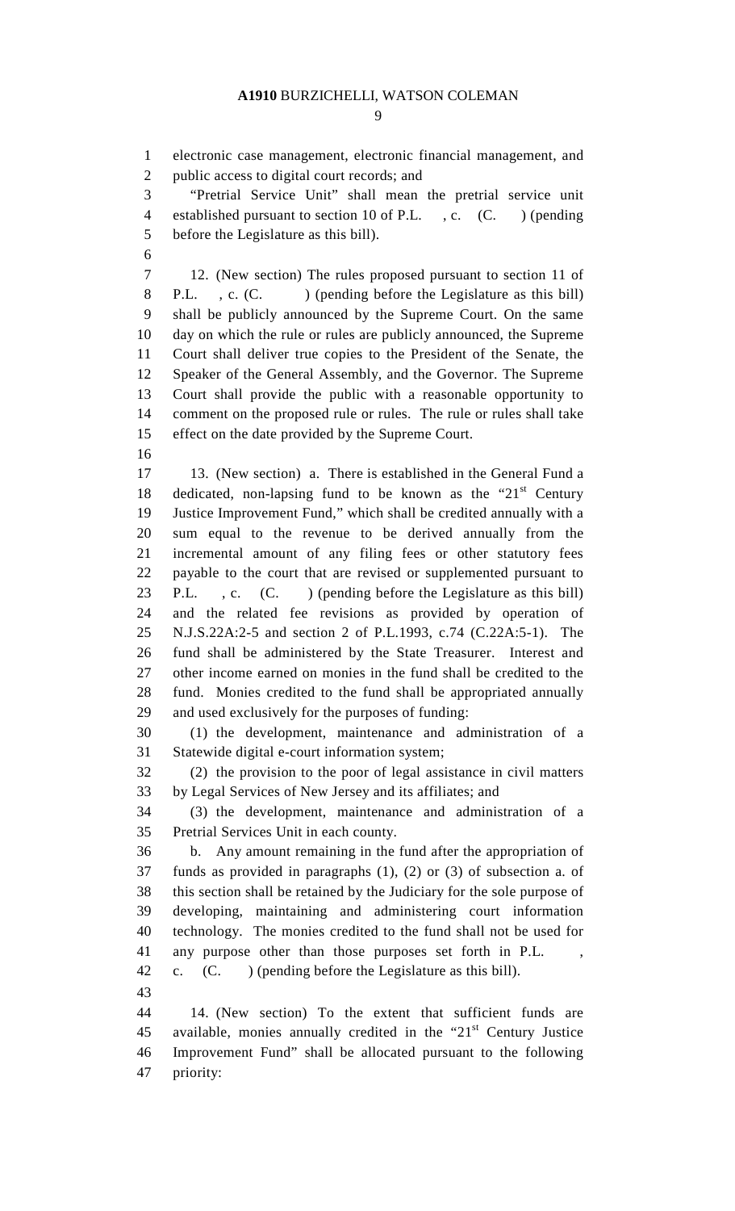electronic case management, electronic financial management, and public access to digital court records; and

"Pretrial Service Unit" shall mean the pretrial service unit established pursuant to section 10 of P.L. , c. (C. ) (pending before the Legislature as this bill).

12. (New section) The rules proposed pursuant to section 11 of P.L. , c. (C. ) (pending before the Legislature as this bill) shall be publicly announced by the Supreme Court. On the same day on which the rule or rules are publicly announced, the Supreme Court shall deliver true copies to the President of the Senate, the Speaker of the General Assembly, and the Governor. The Supreme Court shall provide the public with a reasonable opportunity to comment on the proposed rule or rules. The rule or rules shall take effect on the date provided by the Supreme Court.

13. (New section) a. There is established in the General Fund a dedicated, non-lapsing fund to be known as the "21st Century Justice Improvement Fund," which shall be credited annually with a sum equal to the revenue to be derived annually from the incremental amount of any filing fees or other statutory fees payable to the court that are revised or supplemented pursuant to P.L. , c. (C. ) (pending before the Legislature as this bill) and the related fee revisions as provided by operation of N.J.S.22A:2-5 and section 2 of P.L.1993, c.74 (C.22A:5-1). The fund shall be administered by the State Treasurer. Interest and other income earned on monies in the fund shall be credited to the fund. Monies credited to the fund shall be appropriated annually and used exclusively for the purposes of funding:

(1) the development, maintenance and administration of a Statewide digital e-court information system;

(2) the provision to the poor of legal assistance in civil matters by Legal Services of New Jersey and its affiliates; and

(3) the development, maintenance and administration of a Pretrial Services Unit in each county.

b. Any amount remaining in the fund after the appropriation of funds as provided in paragraphs (1), (2) or (3) of subsection a. of this section shall be retained by the Judiciary for the sole purpose of developing, maintaining and administering court information technology. The monies credited to the fund shall not be used for any purpose other than those purposes set forth in P.L. , c. (C. ) (pending before the Legislature as this bill).

14. (New section) To the extent that sufficient funds are available, monies annually credited in the "21st Century Justice Improvement Fund" shall be allocated pursuant to the following priority: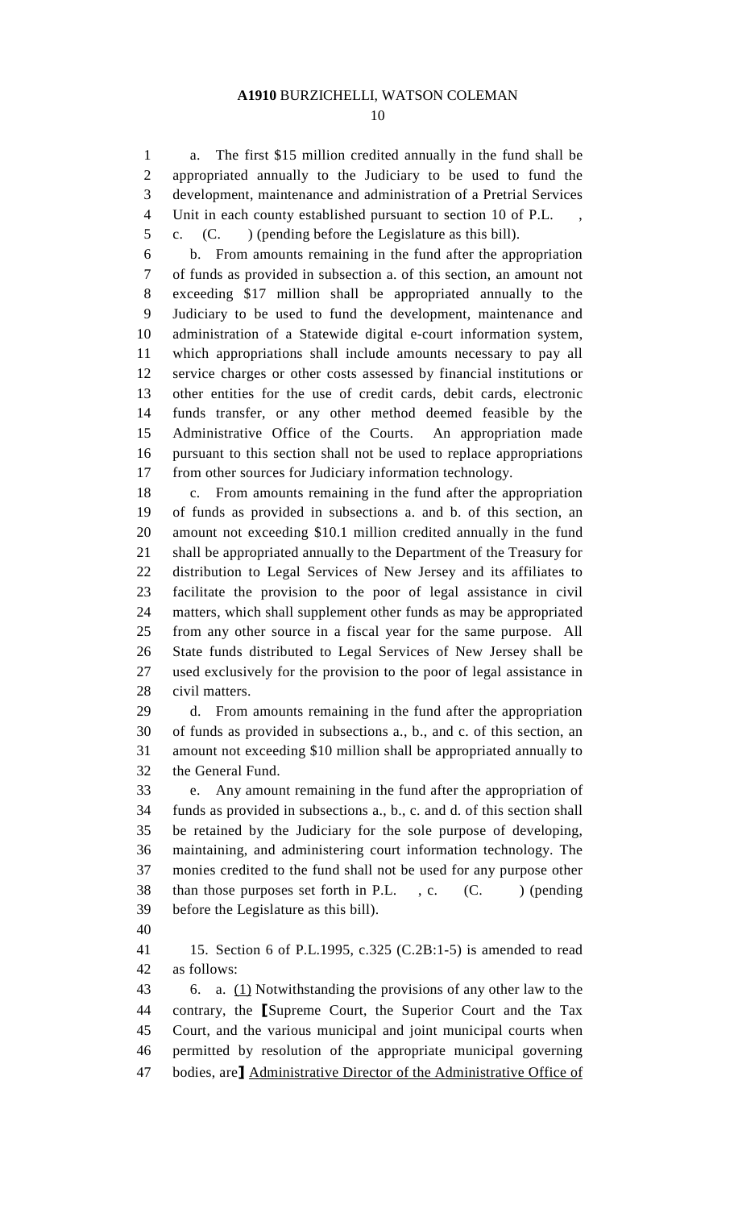a. The first $15 million credited annually in the fund shall be appropriated annually to the Judiciary to be used to fund the development, maintenance and administration of a Pretrial Services Unit in each county established pursuant to section 10 of P.L. , c. (C. ) (pending before the Legislature as this bill).

b. From amounts remaining in the fund after the appropriation of funds as provided in subsection a. of this section, an amount not exceeding $17 million shall be appropriated annually to the Judiciary to be used to fund the development, maintenance and administration of a Statewide digital e-court information system, which appropriations shall include amounts necessary to pay all service charges or other costs assessed by financial institutions or other entities for the use of credit cards, debit cards, electronic funds transfer, or any other method deemed feasible by the Administrative Office of the Courts. An appropriation made pursuant to this section shall not be used to replace appropriations from other sources for Judiciary information technology.

c. From amounts remaining in the fund after the appropriation of funds as provided in subsections a. and b. of this section, an amount not exceeding $10.1 million credited annually in the fund shall be appropriated annually to the Department of the Treasury for distribution to Legal Services of New Jersey and its affiliates to facilitate the provision to the poor of legal assistance in civil matters, which shall supplement other funds as may be appropriated from any other source in a fiscal year for the same purpose. All State funds distributed to Legal Services of New Jersey shall be used exclusively for the provision to the poor of legal assistance in civil matters.

d. From amounts remaining in the fund after the appropriation of funds as provided in subsections a., b., and c. of this section, an amount not exceeding $10 million shall be appropriated annually to the General Fund.

e. Any amount remaining in the fund after the appropriation of funds as provided in subsections a., b., c. and d. of this section shall be retained by the Judiciary for the sole purpose of developing, maintaining, and administering court information technology. The monies credited to the fund shall not be used for any purpose other than those purposes set forth in P.L. , c. (C. ) (pending before the Legislature as this bill).

15. Section 6 of P.L.1995, c.325 (C.2B:1-5) is amended to read as follows:

6. a. <u>(1)</u> Notwithstanding the provisions of any other law to the contrary, the ⟦Supreme Court, the Superior Court and the Tax Court, and the various municipal and joint municipal courts when permitted by resolution of the appropriate municipal governing bodies, are⟧ <u>Administrative Director of the Administrative Office of</u>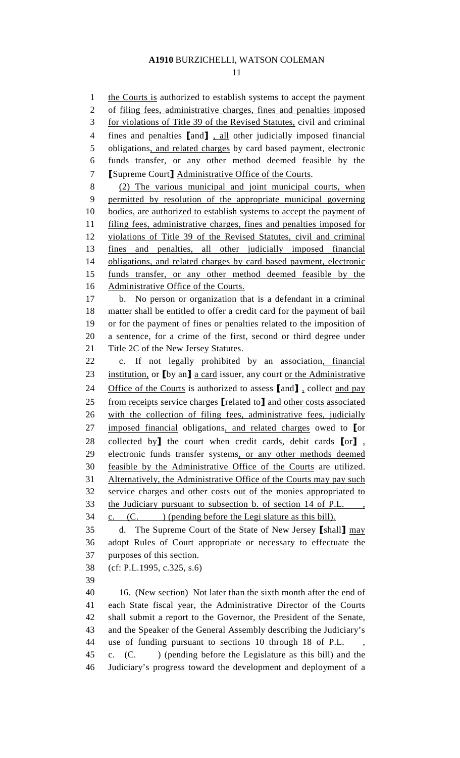the Courts is authorized to establish systems to accept the payment of filing fees, administrative charges, fines and penalties imposed for violations of Title 39 of the Revised Statutes, civil and criminal fines and penalties ⟦and⟧ , all other judicially imposed financial obligations, and related charges by card based payment, electronic funds transfer, or any other method deemed feasible by the ⟦Supreme Court⟧ Administrative Office of the Courts.

(2) The various municipal and joint municipal courts, when permitted by resolution of the appropriate municipal governing bodies, are authorized to establish systems to accept the payment of filing fees, administrative charges, fines and penalties imposed for violations of Title 39 of the Revised Statutes, civil and criminal fines and penalties, all other judicially imposed financial obligations, and related charges by card based payment, electronic funds transfer, or any other method deemed feasible by the Administrative Office of the Courts.

b. No person or organization that is a defendant in a criminal matter shall be entitled to offer a credit card for the payment of bail or for the payment of fines or penalties related to the imposition of a sentence, for a crime of the first, second or third degree under Title 2C of the New Jersey Statutes.

c. If not legally prohibited by an association, financial institution, or ⟦by an⟧ a card issuer, any court or the Administrative Office of the Courts is authorized to assess ⟦and⟧ , collect and pay from receipts service charges ⟦related to⟧ and other costs associated with the collection of filing fees, administrative fees, judicially imposed financial obligations, and related charges owed to ⟦or collected by⟧ the court when credit cards, debit cards ⟦or⟧ , electronic funds transfer systems, or any other methods deemed feasible by the Administrative Office of the Courts are utilized. Alternatively, the Administrative Office of the Courts may pay such service charges and other costs out of the monies appropriated to the Judiciary pursuant to subsection b. of section 14 of P.L. , c. (C. ) (pending before the Legi slature as this bill).

d. The Supreme Court of the State of New Jersey ⟦shall⟧ may adopt Rules of Court appropriate or necessary to effectuate the purposes of this section.

(cf: P.L.1995, c.325, s.6)

16. (New section) Not later than the sixth month after the end of each State fiscal year, the Administrative Director of the Courts shall submit a report to the Governor, the President of the Senate, and the Speaker of the General Assembly describing the Judiciary's use of funding pursuant to sections 10 through 18 of P.L. , c. (C. ) (pending before the Legislature as this bill) and the Judiciary's progress toward the development and deployment of a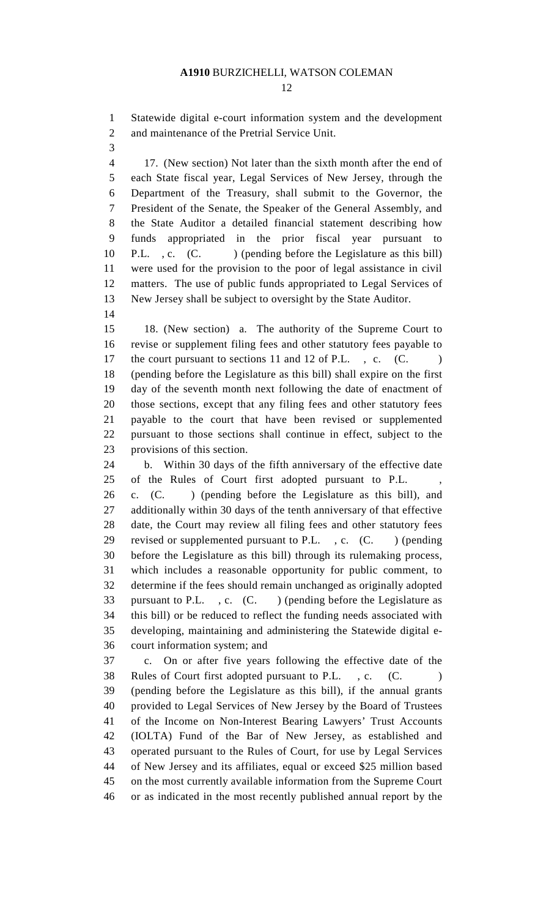Statewide digital e-court information system and the development and maintenance of the Pretrial Service Unit.

17. (New section) Not later than the sixth month after the end of each State fiscal year, Legal Services of New Jersey, through the Department of the Treasury, shall submit to the Governor, the President of the Senate, the Speaker of the General Assembly, and the State Auditor a detailed financial statement describing how funds appropriated in the prior fiscal year pursuant to P.L. , c. (C. ) (pending before the Legislature as this bill) were used for the provision to the poor of legal assistance in civil matters. The use of public funds appropriated to Legal Services of New Jersey shall be subject to oversight by the State Auditor.

18. (New section) a. The authority of the Supreme Court to revise or supplement filing fees and other statutory fees payable to the court pursuant to sections 11 and 12 of P.L. , c. (C. ) (pending before the Legislature as this bill) shall expire on the first day of the seventh month next following the date of enactment of those sections, except that any filing fees and other statutory fees payable to the court that have been revised or supplemented pursuant to those sections shall continue in effect, subject to the provisions of this section.

b. Within 30 days of the fifth anniversary of the effective date of the Rules of Court first adopted pursuant to P.L. , c. (C. ) (pending before the Legislature as this bill), and additionally within 30 days of the tenth anniversary of that effective date, the Court may review all filing fees and other statutory fees revised or supplemented pursuant to P.L. , c. (C. ) (pending before the Legislature as this bill) through its rulemaking process, which includes a reasonable opportunity for public comment, to determine if the fees should remain unchanged as originally adopted pursuant to P.L. , c. (C. ) (pending before the Legislature as this bill) or be reduced to reflect the funding needs associated with developing, maintaining and administering the Statewide digital e-court information system; and

c. On or after five years following the effective date of the Rules of Court first adopted pursuant to P.L. , c. (C. ) (pending before the Legislature as this bill), if the annual grants provided to Legal Services of New Jersey by the Board of Trustees of the Income on Non-Interest Bearing Lawyers' Trust Accounts (IOLTA) Fund of the Bar of New Jersey, as established and operated pursuant to the Rules of Court, for use by Legal Services of New Jersey and its affiliates, equal or exceed $25 million based on the most currently available information from the Supreme Court or as indicated in the most recently published annual report by the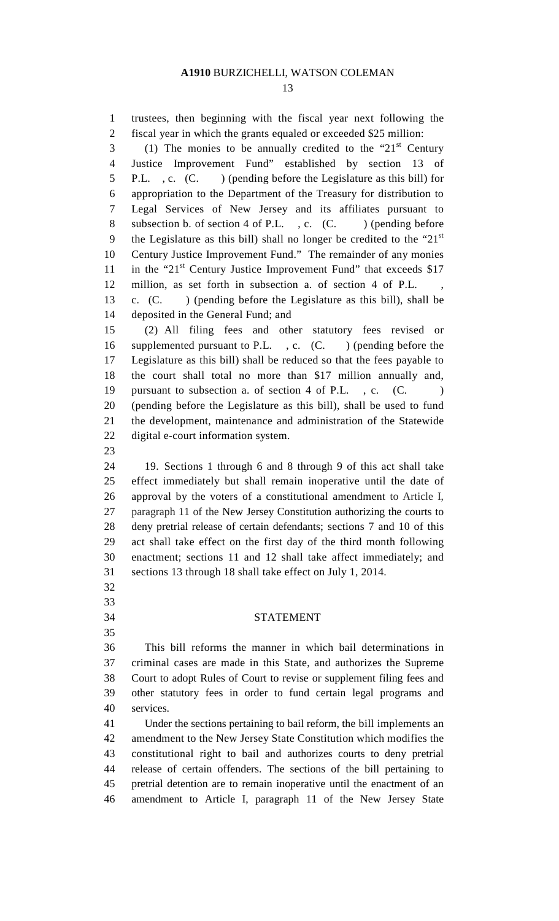trustees, then beginning with the fiscal year next following the fiscal year in which the grants equaled or exceeded $25 million:

(1) The monies to be annually credited to the "21st Century Justice Improvement Fund" established by section 13 of P.L. , c. (C. ) (pending before the Legislature as this bill) for appropriation to the Department of the Treasury for distribution to Legal Services of New Jersey and its affiliates pursuant to subsection b. of section 4 of P.L. , c. (C. ) (pending before the Legislature as this bill) shall no longer be credited to the "21st Century Justice Improvement Fund." The remainder of any monies in the "21st Century Justice Improvement Fund" that exceeds $17 million, as set forth in subsection a. of section 4 of P.L. , c. (C. ) (pending before the Legislature as this bill), shall be deposited in the General Fund; and

(2) All filing fees and other statutory fees revised or supplemented pursuant to P.L. , c. (C. ) (pending before the Legislature as this bill) shall be reduced so that the fees payable to the court shall total no more than $17 million annually and, pursuant to subsection a. of section 4 of P.L. , c. (C. ) (pending before the Legislature as this bill), shall be used to fund the development, maintenance and administration of the Statewide digital e-court information system.

19. Sections 1 through 6 and 8 through 9 of this act shall take effect immediately but shall remain inoperative until the date of approval by the voters of a constitutional amendment to Article I, paragraph 11 of the New Jersey Constitution authorizing the courts to deny pretrial release of certain defendants; sections 7 and 10 of this act shall take effect on the first day of the third month following enactment; sections 11 and 12 shall take affect immediately; and sections 13 through 18 shall take effect on July 1, 2014.

## STATEMENT

This bill reforms the manner in which bail determinations in criminal cases are made in this State, and authorizes the Supreme Court to adopt Rules of Court to revise or supplement filing fees and other statutory fees in order to fund certain legal programs and services.

Under the sections pertaining to bail reform, the bill implements an amendment to the New Jersey State Constitution which modifies the constitutional right to bail and authorizes courts to deny pretrial release of certain offenders. The sections of the bill pertaining to pretrial detention are to remain inoperative until the enactment of an amendment to Article I, paragraph 11 of the New Jersey State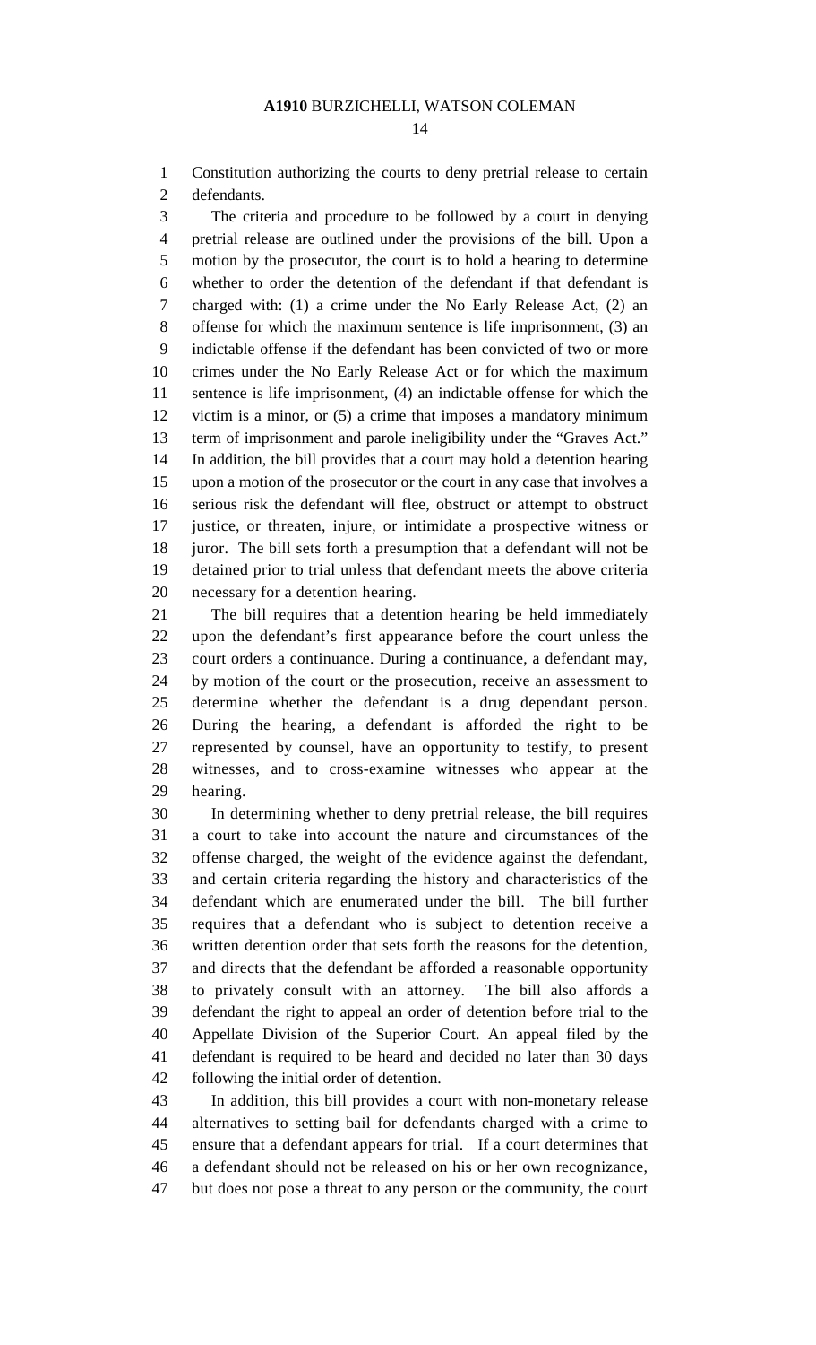Constitution authorizing the courts to deny pretrial release to certain defendants.

The criteria and procedure to be followed by a court in denying pretrial release are outlined under the provisions of the bill. Upon a motion by the prosecutor, the court is to hold a hearing to determine whether to order the detention of the defendant if that defendant is charged with: (1) a crime under the No Early Release Act, (2) an offense for which the maximum sentence is life imprisonment, (3) an indictable offense if the defendant has been convicted of two or more crimes under the No Early Release Act or for which the maximum sentence is life imprisonment, (4) an indictable offense for which the victim is a minor, or (5) a crime that imposes a mandatory minimum term of imprisonment and parole ineligibility under the "Graves Act." In addition, the bill provides that a court may hold a detention hearing upon a motion of the prosecutor or the court in any case that involves a serious risk the defendant will flee, obstruct or attempt to obstruct justice, or threaten, injure, or intimidate a prospective witness or juror. The bill sets forth a presumption that a defendant will not be detained prior to trial unless that defendant meets the above criteria necessary for a detention hearing.

The bill requires that a detention hearing be held immediately upon the defendant's first appearance before the court unless the court orders a continuance. During a continuance, a defendant may, by motion of the court or the prosecution, receive an assessment to determine whether the defendant is a drug dependant person. During the hearing, a defendant is afforded the right to be represented by counsel, have an opportunity to testify, to present witnesses, and to cross-examine witnesses who appear at the hearing.

In determining whether to deny pretrial release, the bill requires a court to take into account the nature and circumstances of the offense charged, the weight of the evidence against the defendant, and certain criteria regarding the history and characteristics of the defendant which are enumerated under the bill. The bill further requires that a defendant who is subject to detention receive a written detention order that sets forth the reasons for the detention, and directs that the defendant be afforded a reasonable opportunity to privately consult with an attorney. The bill also affords a defendant the right to appeal an order of detention before trial to the Appellate Division of the Superior Court. An appeal filed by the defendant is required to be heard and decided no later than 30 days following the initial order of detention.

In addition, this bill provides a court with non-monetary release alternatives to setting bail for defendants charged with a crime to ensure that a defendant appears for trial. If a court determines that a defendant should not be released on his or her own recognizance, but does not pose a threat to any person or the community, the court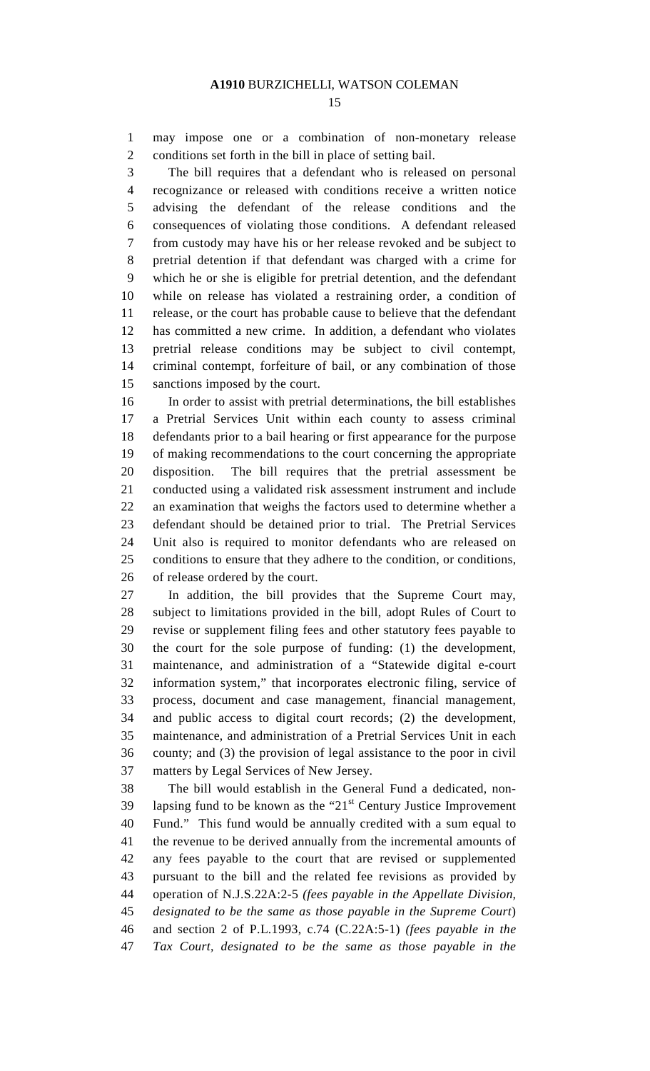may impose one or a combination of non-monetary release conditions set forth in the bill in place of setting bail.

The bill requires that a defendant who is released on personal recognizance or released with conditions receive a written notice advising the defendant of the release conditions and the consequences of violating those conditions. A defendant released from custody may have his or her release revoked and be subject to pretrial detention if that defendant was charged with a crime for which he or she is eligible for pretrial detention, and the defendant while on release has violated a restraining order, a condition of release, or the court has probable cause to believe that the defendant has committed a new crime. In addition, a defendant who violates pretrial release conditions may be subject to civil contempt, criminal contempt, forfeiture of bail, or any combination of those sanctions imposed by the court.

In order to assist with pretrial determinations, the bill establishes a Pretrial Services Unit within each county to assess criminal defendants prior to a bail hearing or first appearance for the purpose of making recommendations to the court concerning the appropriate disposition. The bill requires that the pretrial assessment be conducted using a validated risk assessment instrument and include an examination that weighs the factors used to determine whether a defendant should be detained prior to trial. The Pretrial Services Unit also is required to monitor defendants who are released on conditions to ensure that they adhere to the condition, or conditions, of release ordered by the court.

In addition, the bill provides that the Supreme Court may, subject to limitations provided in the bill, adopt Rules of Court to revise or supplement filing fees and other statutory fees payable to the court for the sole purpose of funding: (1) the development, maintenance, and administration of a "Statewide digital e-court information system," that incorporates electronic filing, service of process, document and case management, financial management, and public access to digital court records; (2) the development, maintenance, and administration of a Pretrial Services Unit in each county; and (3) the provision of legal assistance to the poor in civil matters by Legal Services of New Jersey.

The bill would establish in the General Fund a dedicated, non-lapsing fund to be known as the "21st Century Justice Improvement Fund." This fund would be annually credited with a sum equal to the revenue to be derived annually from the incremental amounts of any fees payable to the court that are revised or supplemented pursuant to the bill and the related fee revisions as provided by operation of N.J.S.22A:2-5 *(fees payable in the Appellate Division, designated to be the same as those payable in the Supreme Court*) and section 2 of P.L.1993, c.74 (C.22A:5-1) *(fees payable in the Tax Court, designated to be the same as those payable in the*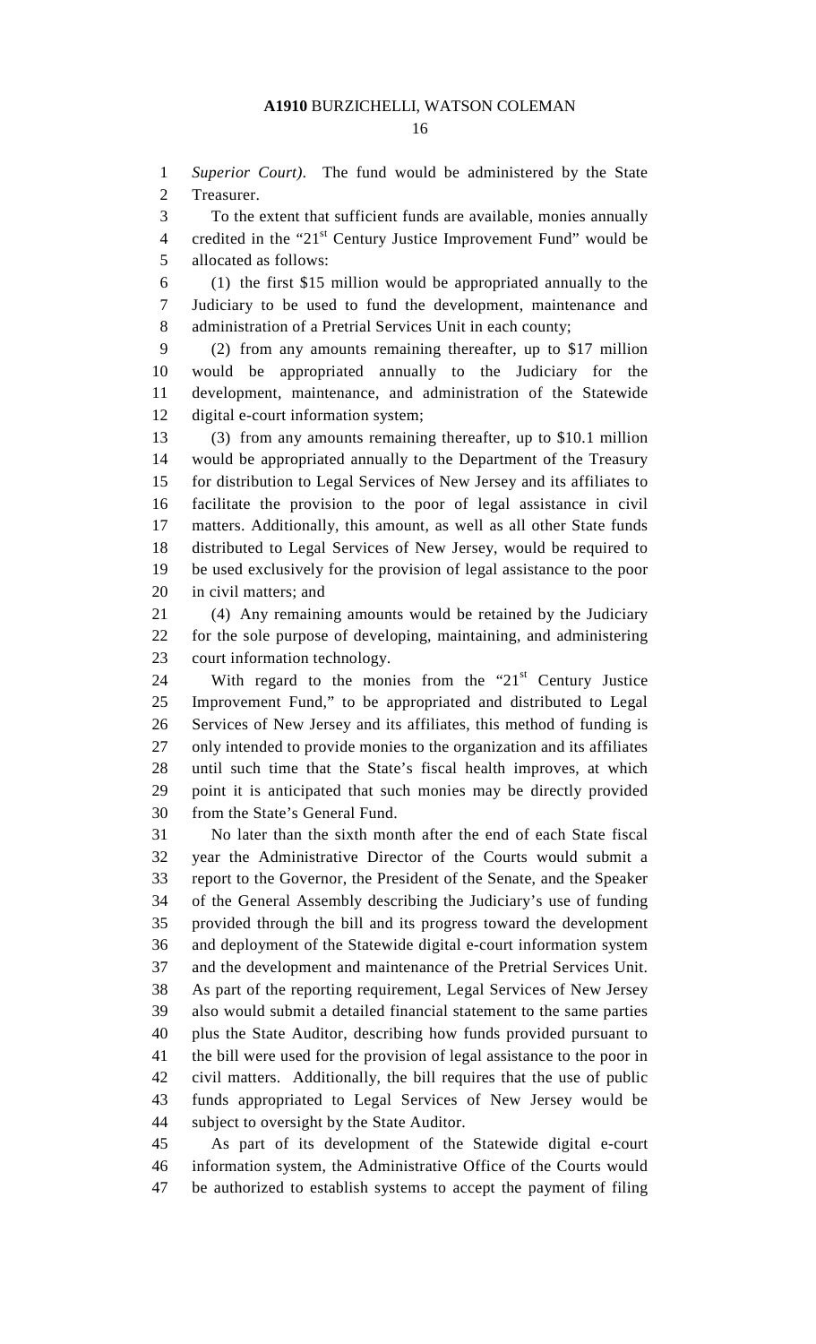*Superior Court)*. The fund would be administered by the State Treasurer.

To the extent that sufficient funds are available, monies annually credited in the "21st Century Justice Improvement Fund" would be allocated as follows:

(1) the first $15 million would be appropriated annually to the Judiciary to be used to fund the development, maintenance and administration of a Pretrial Services Unit in each county;

(2) from any amounts remaining thereafter, up to $17 million would be appropriated annually to the Judiciary for the development, maintenance, and administration of the Statewide digital e-court information system;

(3) from any amounts remaining thereafter, up to $10.1 million would be appropriated annually to the Department of the Treasury for distribution to Legal Services of New Jersey and its affiliates to facilitate the provision to the poor of legal assistance in civil matters. Additionally, this amount, as well as all other State funds distributed to Legal Services of New Jersey, would be required to be used exclusively for the provision of legal assistance to the poor in civil matters; and

(4) Any remaining amounts would be retained by the Judiciary for the sole purpose of developing, maintaining, and administering court information technology.

With regard to the monies from the "21st Century Justice Improvement Fund," to be appropriated and distributed to Legal Services of New Jersey and its affiliates, this method of funding is only intended to provide monies to the organization and its affiliates until such time that the State's fiscal health improves, at which point it is anticipated that such monies may be directly provided from the State's General Fund.

No later than the sixth month after the end of each State fiscal year the Administrative Director of the Courts would submit a report to the Governor, the President of the Senate, and the Speaker of the General Assembly describing the Judiciary's use of funding provided through the bill and its progress toward the development and deployment of the Statewide digital e-court information system and the development and maintenance of the Pretrial Services Unit. As part of the reporting requirement, Legal Services of New Jersey also would submit a detailed financial statement to the same parties plus the State Auditor, describing how funds provided pursuant to the bill were used for the provision of legal assistance to the poor in civil matters. Additionally, the bill requires that the use of public funds appropriated to Legal Services of New Jersey would be subject to oversight by the State Auditor.

As part of its development of the Statewide digital e-court information system, the Administrative Office of the Courts would be authorized to establish systems to accept the payment of filing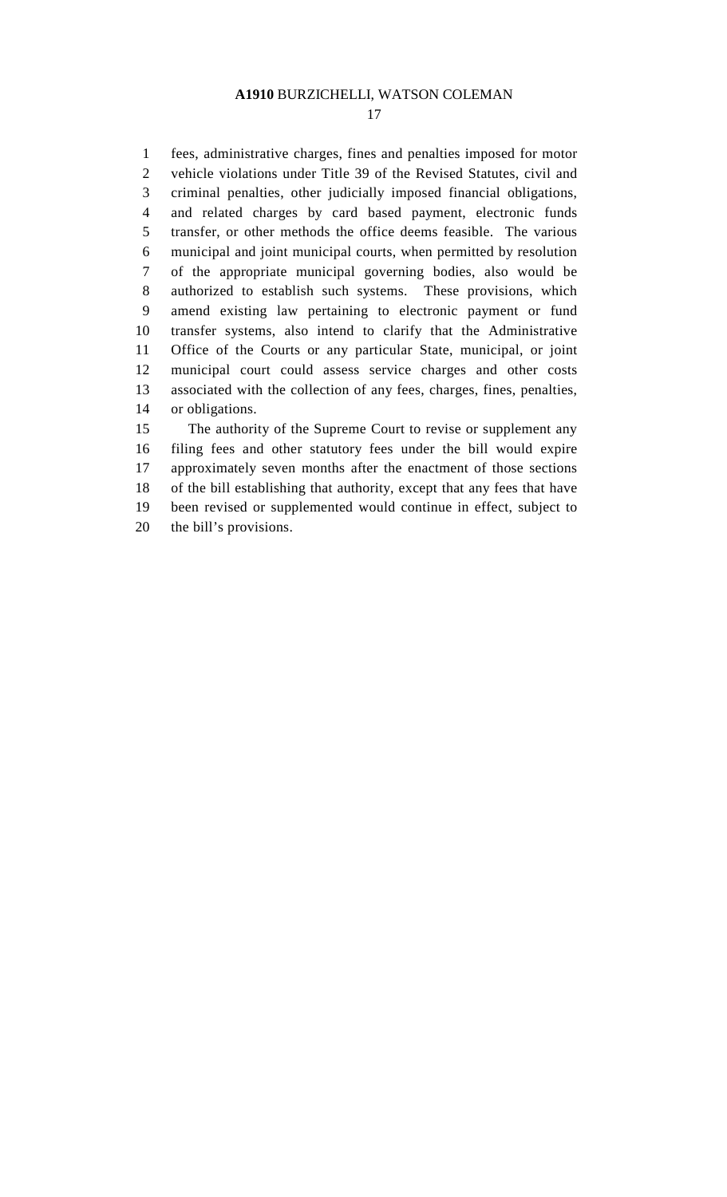fees, administrative charges, fines and penalties imposed for motor vehicle violations under Title 39 of the Revised Statutes, civil and criminal penalties, other judicially imposed financial obligations, and related charges by card based payment, electronic funds transfer, or other methods the office deems feasible. The various municipal and joint municipal courts, when permitted by resolution of the appropriate municipal governing bodies, also would be authorized to establish such systems. These provisions, which amend existing law pertaining to electronic payment or fund transfer systems, also intend to clarify that the Administrative Office of the Courts or any particular State, municipal, or joint municipal court could assess service charges and other costs associated with the collection of any fees, charges, fines, penalties, or obligations.

The authority of the Supreme Court to revise or supplement any filing fees and other statutory fees under the bill would expire approximately seven months after the enactment of those sections of the bill establishing that authority, except that any fees that have been revised or supplemented would continue in effect, subject to the bill's provisions.